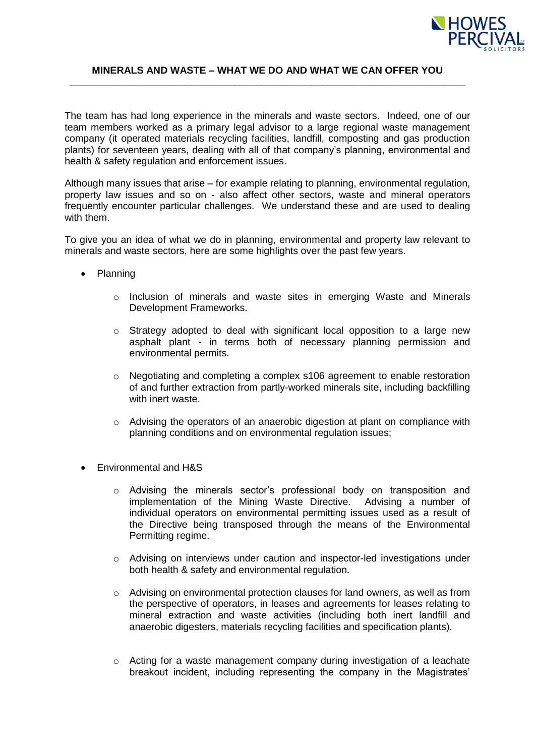## MINERALS AND WASTE – WHAT WE DO AND WHAT WE CAN OFFER YOU

The team has had long experience in the minerals and waste sectors. Indeed, one of our team members worked as a primary legal advisor to a large regional waste management company (it operated materials recycling facilities, landfill, composting and gas production plants) for seventeen years, dealing with all of that company's planning, environmental and health & safety regulation and enforcement issues.

Although many issues that arise – for example relating to planning, environmental regulation, property law issues and so on - also affect other sectors, waste and mineral operators frequently encounter particular challenges. We understand these and are used to dealing with them.

To give you an idea of what we do in planning, environmental and property law relevant to minerals and waste sectors, here are some highlights over the past few years.

- Planning
  - Inclusion of minerals and waste sites in emerging Waste and Minerals Development Frameworks.
  - Strategy adopted to deal with significant local opposition to a large new asphalt plant - in terms both of necessary planning permission and environmental permits.
  - Negotiating and completing a complex s106 agreement to enable restoration of and further extraction from partly-worked minerals site, including backfilling with inert waste.
  - Advising the operators of an anaerobic digestion at plant on compliance with planning conditions and on environmental regulation issues;

- Environmental and H&S
  - Advising the minerals sector's professional body on transposition and implementation of the Mining Waste Directive. Advising a number of individual operators on environmental permitting issues used as a result of the Directive being transposed through the means of the Environmental Permitting regime.
  - Advising on interviews under caution and inspector-led investigations under both health & safety and environmental regulation.
  - Advising on environmental protection clauses for land owners, as well as from the perspective of operators, in leases and agreements for leases relating to mineral extraction and waste activities (including both inert landfill and anaerobic digesters, materials recycling facilities and specification plants).
  - Acting for a waste management company during investigation of a leachate breakout incident, including representing the company in the Magistrates'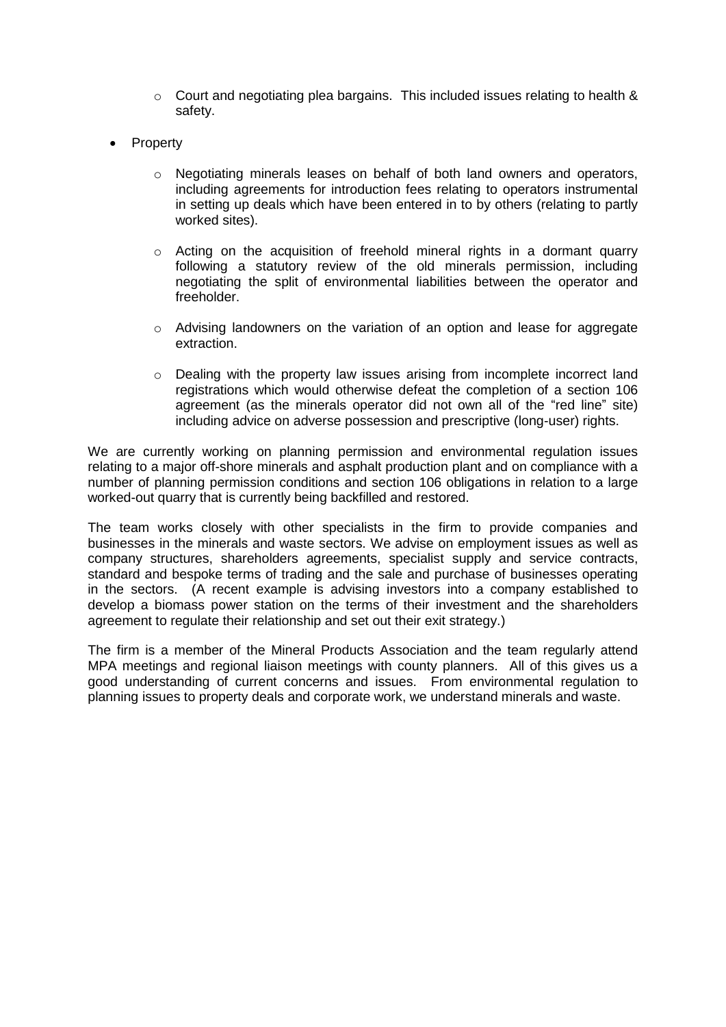- Court and negotiating plea bargains. This included issues relating to health & safety.

- Property

  - Negotiating minerals leases on behalf of both land owners and operators, including agreements for introduction fees relating to operators instrumental in setting up deals which have been entered in to by others (relating to partly worked sites).

  - Acting on the acquisition of freehold mineral rights in a dormant quarry following a statutory review of the old minerals permission, including negotiating the split of environmental liabilities between the operator and freeholder.

  - Advising landowners on the variation of an option and lease for aggregate extraction.

  - Dealing with the property law issues arising from incomplete incorrect land registrations which would otherwise defeat the completion of a section 106 agreement (as the minerals operator did not own all of the "red line" site) including advice on adverse possession and prescriptive (long-user) rights.

We are currently working on planning permission and environmental regulation issues relating to a major off-shore minerals and asphalt production plant and on compliance with a number of planning permission conditions and section 106 obligations in relation to a large worked-out quarry that is currently being backfilled and restored.

The team works closely with other specialists in the firm to provide companies and businesses in the minerals and waste sectors. We advise on employment issues as well as company structures, shareholders agreements, specialist supply and service contracts, standard and bespoke terms of trading and the sale and purchase of businesses operating in the sectors. (A recent example is advising investors into a company established to develop a biomass power station on the terms of their investment and the shareholders agreement to regulate their relationship and set out their exit strategy.)

The firm is a member of the Mineral Products Association and the team regularly attend MPA meetings and regional liaison meetings with county planners. All of this gives us a good understanding of current concerns and issues. From environmental regulation to planning issues to property deals and corporate work, we understand minerals and waste.